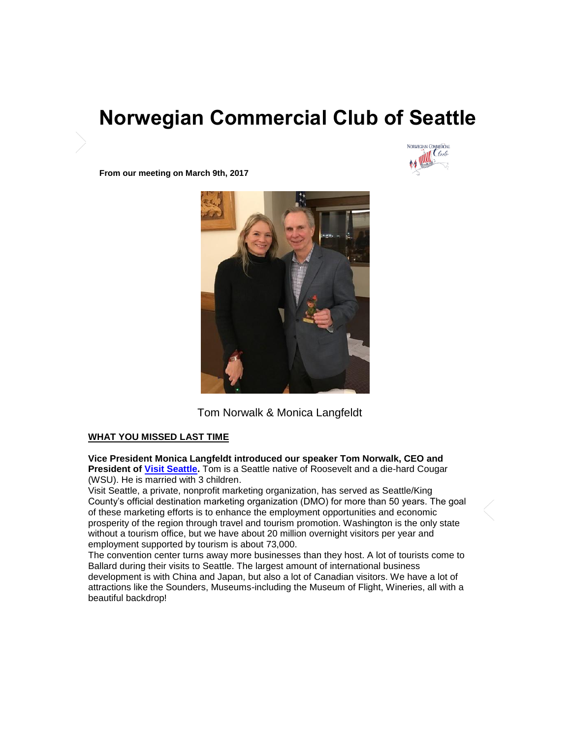# Norwegian Commercial Club of Seattle

**From our meeting on March 9th, 2017**

Tom Norwalk & Monica Langfeldt

## WHAT YOU MISSED LAST TIME

**Vice President Monica Langfeldt introduced our speaker Tom Norwalk, CEO and President of Visit Seattle.** Tom is a Seattle native of Roosevelt and a die-hard Cougar (WSU). He is married with 3 children.

Visit Seattle, a private, nonprofit marketing organization, has served as Seattle/King County's official destination marketing organization (DMO) for more than 50 years. The goal of these marketing efforts is to enhance the employment opportunities and economic prosperity of the region through travel and tourism promotion. Washington is the only state without a tourism office, but we have about 20 million overnight visitors per year and employment supported by tourism is about 73,000.

The convention center turns away more businesses than they host. A lot of tourists come to Ballard during their visits to Seattle. The largest amount of international business development is with China and Japan, but also a lot of Canadian visitors. We have a lot of attractions like the Sounders, Museums-including the Museum of Flight, Wineries, all with a beautiful backdrop!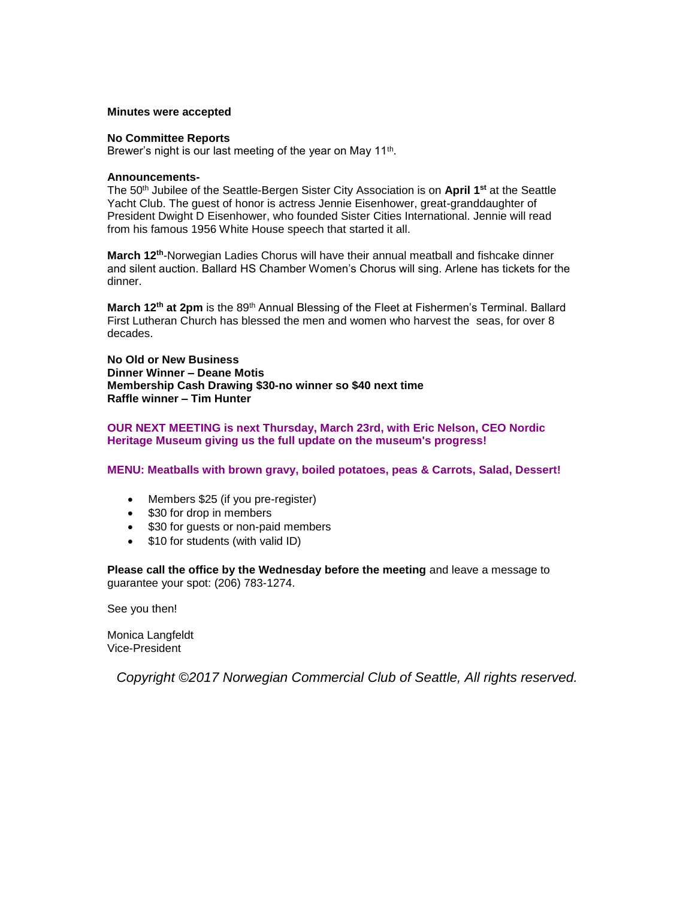**Minutes were accepted**

**No Committee Reports**
Brewer's night is our last meeting of the year on May 11th.

**Announcements-**
The 50th Jubilee of the Seattle-Bergen Sister City Association is on **April 1st** at the Seattle Yacht Club. The guest of honor is actress Jennie Eisenhower, great-granddaughter of President Dwight D Eisenhower, who founded Sister Cities International. Jennie will read from his famous 1956 White House speech that started it all.

**March 12th**-Norwegian Ladies Chorus will have their annual meatball and fishcake dinner and silent auction. Ballard HS Chamber Women's Chorus will sing. Arlene has tickets for the dinner.

**March 12th at 2pm** is the 89th Annual Blessing of the Fleet at Fishermen's Terminal. Ballard First Lutheran Church has blessed the men and women who harvest the seas, for over 8 decades.

**No Old or New Business**
**Dinner Winner – Deane Motis**
**Membership Cash Drawing $30-no winner so $40 next time**
**Raffle winner – Tim Hunter**

**OUR NEXT MEETING is next Thursday, March 23rd, with Eric Nelson, CEO Nordic Heritage Museum giving us the full update on the museum's progress!**

**MENU: Meatballs with brown gravy, boiled potatoes, peas & Carrots, Salad, Dessert!**

- Members $25 (if you pre-register)
- $30 for drop in members
- $30 for guests or non-paid members
- $10 for students (with valid ID)

**Please call the office by the Wednesday before the meeting** and leave a message to guarantee your spot: (206) 783-1274.

See you then!

Monica Langfeldt
Vice-President

*Copyright ©2017 Norwegian Commercial Club of Seattle, All rights reserved.*